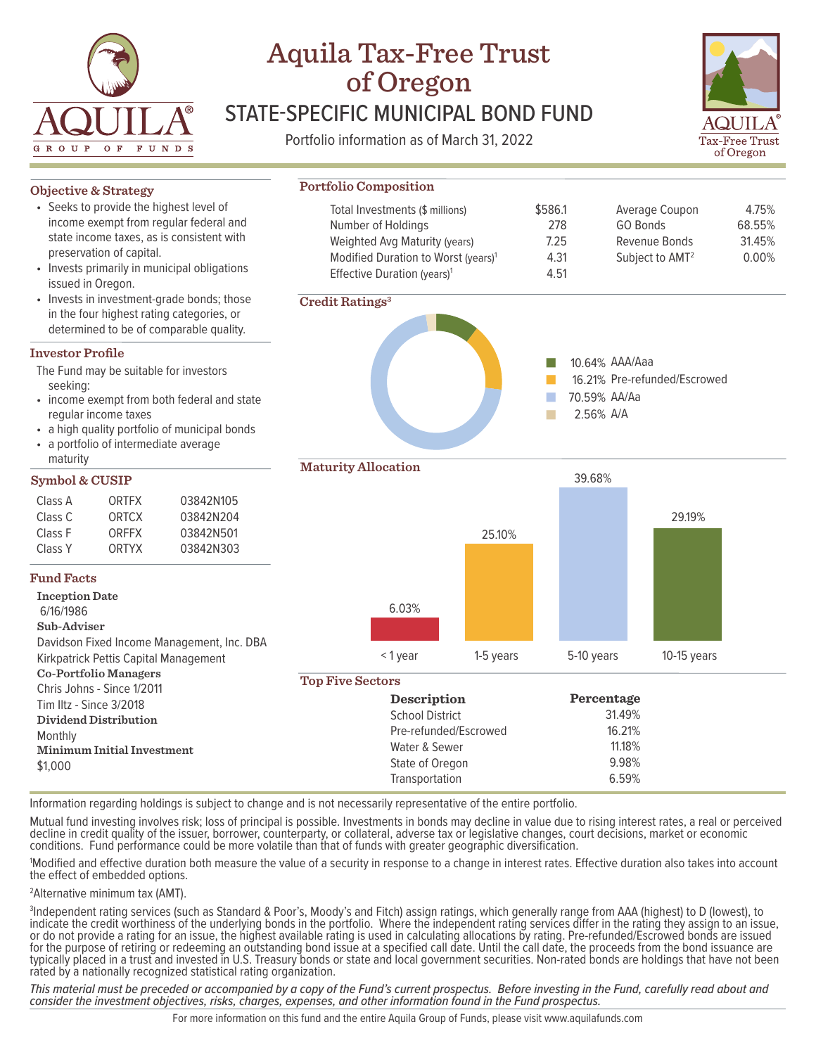# Aquila Tax-Free Trust of Oregon

## STATE-SPECIFIC MUNICIPAL BOND FUND

Portfolio information as of March 31, 2022

### Objective & Strategy

- Seeks to provide the highest level of income exempt from regular federal and state income taxes, as is consistent with preservation of capital.
- Invests primarily in municipal obligations issued in Oregon.
- Invests in investment-grade bonds; those in the four highest rating categories, or determined to be of comparable quality.

### Investor Profile

The Fund may be suitable for investors seeking:

- income exempt from both federal and state regular income taxes
- a high quality portfolio of municipal bonds
- a portfolio of intermediate average maturity

### Symbol & CUSIP

| Class | Symbol | CUSIP |
|---|---|---|
| Class A | ORTFX | 03842N105 |
| Class C | ORTCX | 03842N204 |
| Class F | ORFFX | 03842N501 |
| Class Y | ORTYX | 03842N303 |

### Fund Facts

**Inception Date**
6/16/1986

**Sub-Adviser**
Davidson Fixed Income Management, Inc. DBA Kirkpatrick Pettis Capital Management

**Co-Portfolio Managers**
Chris Johns - Since 1/2011
Tim Iltz - Since 3/2018

**Dividend Distribution**
Monthly

**Minimum Initial Investment**
$1,000

### Portfolio Composition

| | | | |
|---|---|---|---|
| Total Investments ($ millions) | $586.1 | Average Coupon | 4.75% |
| Number of Holdings | 278 | GO Bonds | 68.55% |
| Weighted Avg Maturity (years) | 7.25 | Revenue Bonds | 31.45% |
| Modified Duration to Worst (years)[1] | 4.31 | Subject to AMT[2] | 0.00% |
| Effective Duration (years)[1] | 4.51 | | |

### Credit Ratings[3]

- 10.64% AAA/Aaa
- 16.21% Pre-refunded/Escrowed
- 70.59% AA/Aa
- 2.56% A/A

### Maturity Allocation

| < 1 year | 1-5 years | 5-10 years | 10-15 years |
|---|---|---|---|
| 6.03% | 25.10% | 39.68% | 29.19% |

### Top Five Sectors

| Description | Percentage |
|---|---|
| School District | 31.49% |
| Pre-refunded/Escrowed | 16.21% |
| Water & Sewer | 11.18% |
| State of Oregon | 9.98% |
| Transportation | 6.59% |

Information regarding holdings is subject to change and is not necessarily representative of the entire portfolio.

Mutual fund investing involves risk; loss of principal is possible. Investments in bonds may decline in value due to rising interest rates, a real or perceived decline in credit quality of the issuer, borrower, counterparty, or collateral, adverse tax or legislative changes, court decisions, market or economic conditions. Fund performance could be more volatile than that of funds with greater geographic diversification.

[1]Modified and effective duration both measure the value of a security in response to a change in interest rates. Effective duration also takes into account the effect of embedded options.

[2]Alternative minimum tax (AMT).

[3]Independent rating services (such as Standard & Poor's, Moody's and Fitch) assign ratings, which generally range from AAA (highest) to D (lowest), to indicate the credit worthiness of the underlying bonds in the portfolio. Where the independent rating services differ in the rating they assign to an issue, or do not provide a rating for an issue, the highest available rating is used in calculating allocations by rating. Pre-refunded/Escrowed bonds are issued for the purpose of retiring or redeeming an outstanding bond issue at a specified call date. Until the call date, the proceeds from the bond issuance are typically placed in a trust and invested in U.S. Treasury bonds or state and local government securities. Non-rated bonds are holdings that have not been rated by a nationally recognized statistical rating organization.

*This material must be preceded or accompanied by a copy of the Fund's current prospectus. Before investing in the Fund, carefully read about and consider the investment objectives, risks, charges, expenses, and other information found in the Fund prospectus.*

For more information on this fund and the entire Aquila Group of Funds, please visit www.aquilafunds.com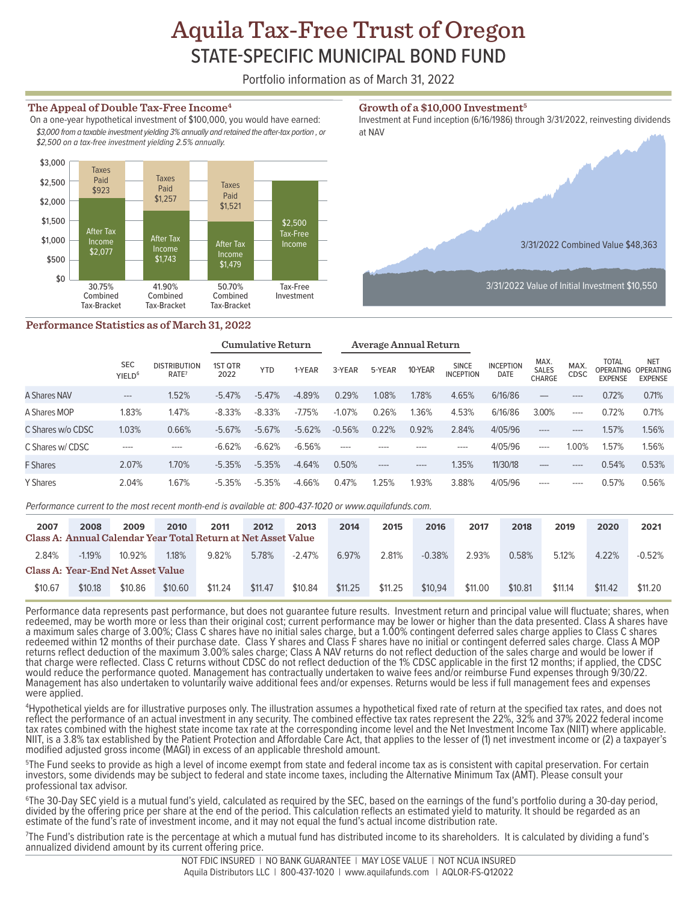# Aquila Tax-Free Trust of Oregon

## STATE-SPECIFIC MUNICIPAL BOND FUND

Portfolio information as of March 31, 2022

### The Appeal of Double Tax-Free Income[4]

On a one-year hypothetical investment of $100,000, you would have earned:

*$3,000 from a taxable investment yielding 3% annually and retained the after-tax portion , or $2,500 on a tax-free investment yielding 2.5% annually.*

$3,000
$2,500
$2,000
$1,500
$1,000
$500
$0

Taxes Paid $923
After Tax Income $2,077
30.75% Combined Tax-Bracket

Taxes Paid $1,257
After Tax Income $1,743
41.90% Combined Tax-Bracket

Taxes Paid $1,521
After Tax Income $1,479
50.70% Combined Tax-Bracket

$2,500 Tax-Free Income
Tax-Free Investment

### Growth of a $10,000 Investment[5]

Investment at Fund inception (6/16/1986) through 3/31/2022, reinvesting dividends at NAV

3/31/2022 Combined Value $48,363

3/31/2022 Value of Initial Investment $10,550

### Performance Statistics as of March 31, 2022

| | SEC YIELD[6] | DISTRIBUTION RATE[7] | Cumulative Return | | | Average Annual Return | | | | | | | | | |
|---|---|---|---|---|---|---|---|---|---|---|---|---|---|---|---|
| | | | 1ST QTR 2022 | YTD | 1-YEAR | 3-YEAR | 5-YEAR | 10-YEAR | SINCE INCEPTION | INCEPTION DATE | MAX. SALES CHARGE | MAX. CDSC | TOTAL OPERATING EXPENSE | NET OPERATING EXPENSE |
| A Shares NAV | --- | 1.52% | -5.47% | -5.47% | -4.89% | 0.29% | 1.08% | 1.78% | 4.65% | 6/16/86 | — | ---- | 0.72% | 0.71% |
| A Shares MOP | 1.83% | 1.47% | -8.33% | -8.33% | -7.75% | -1.07% | 0.26% | 1.36% | 4.53% | 6/16/86 | 3.00% | ---- | 0.72% | 0.71% |
| C Shares w/o CDSC | 1.03% | 0.66% | -5.67% | -5.67% | -5.62% | -0.56% | 0.22% | 0.92% | 2.84% | 4/05/96 | ---- | ---- | 1.57% | 1.56% |
| C Shares w/ CDSC | ---- | ---- | -6.62% | -6.62% | -6.56% | ---- | ---- | ---- | ---- | 4/05/96 | ---- | 1.00% | 1.57% | 1.56% |
| F Shares | 2.07% | 1.70% | -5.35% | -5.35% | -4.64% | 0.50% | ---- | ---- | 1.35% | 11/30/18 | ---- | ---- | 0.54% | 0.53% |
| Y Shares | 2.04% | 1.67% | -5.35% | -5.35% | -4.66% | 0.47% | 1.25% | 1.93% | 3.88% | 4/05/96 | ---- | ---- | 0.57% | 0.56% |

*Performance current to the most recent month-end is available at: 800-437-1020 or www.aquilafunds.com.*

| | 2007 | 2008 | 2009 | 2010 | 2011 | 2012 | 2013 | 2014 | 2015 | 2016 | 2017 | 2018 | 2019 | 2020 | 2021 |
|---|---|---|---|---|---|---|---|---|---|---|---|---|---|---|---|
| **Class A: Annual Calendar Year Total Return at Net Asset Value** | 2.84% | -1.19% | 10.92% | 1.18% | 9.82% | 5.78% | -2.47% | 6.97% | 2.81% | -0.38% | 2.93% | 0.58% | 5.12% | 4.22% | -0.52% |
| **Class A: Year-End Net Asset Value** | $10.67 | $10.18 | $10.86 | $10.60 | $11.24 | $11.47 | $10.84 | $11.25 | $11.25 | $10,94 | $11.00 | $10.81 | $11.14 | $11.42 | $11.20 |

Performance data represents past performance, but does not guarantee future results. Investment return and principal value will fluctuate; shares, when redeemed, may be worth more or less than their original cost; current performance may be lower or higher than the data presented. Class A shares have a maximum sales charge of 3.00%; Class C shares have no initial sales charge, but a 1.00% contingent deferred sales charge applies to Class C shares redeemed within 12 months of their purchase date. Class Y shares and Class F shares have no initial or contingent deferred sales charge. Class A MOP returns reflect deduction of the maximum 3.00% sales charge; Class A NAV returns do not reflect deduction of the sales charge and would be lower if that charge were reflected. Class C returns without CDSC do not reflect deduction of the 1% CDSC applicable in the first 12 months; if applied, the CDSC would reduce the performance quoted. Management has contractually undertaken to waive fees and/or reimburse Fund expenses through 9/30/22. Management has also undertaken to voluntarily waive additional fees and/or expenses. Returns would be less if full management fees and expenses were applied.

[4]Hypothetical yields are for illustrative purposes only. The illustration assumes a hypothetical fixed rate of return at the specified tax rates, and does not reflect the performance of an actual investment in any security. The combined effective tax rates represent the 22%, 32% and 37% 2022 federal income tax rates combined with the highest state income tax rate at the corresponding income level and the Net Investment Income Tax (NIIT) where applicable. NIIT, is a 3.8% tax established by the Patient Protection and Affordable Care Act, that applies to the lesser of (1) net investment income or (2) a taxpayer's modified adjusted gross income (MAGI) in excess of an applicable threshold amount.

[5]The Fund seeks to provide as high a level of income exempt from state and federal income tax as is consistent with capital preservation. For certain investors, some dividends may be subject to federal and state income taxes, including the Alternative Minimum Tax (AMT). Please consult your professional tax advisor.

[6]The 30-Day SEC yield is a mutual fund's yield, calculated as required by the SEC, based on the earnings of the fund's portfolio during a 30-day period, divided by the offering price per share at the end of the period. This calculation reflects an estimated yield to maturity. It should be regarded as an estimate of the fund's rate of investment income, and it may not equal the fund's actual income distribution rate.

[7]The Fund's distribution rate is the percentage at which a mutual fund has distributed income to its shareholders. It is calculated by dividing a fund's annualized dividend amount by its current offering price.

NOT FDIC INSURED | NO BANK GUARANTEE | MAY LOSE VALUE | NOT NCUA INSURED
Aquila Distributors LLC | 800-437-1020 | www.aquilafunds.com | AQLOR-FS-Q12022